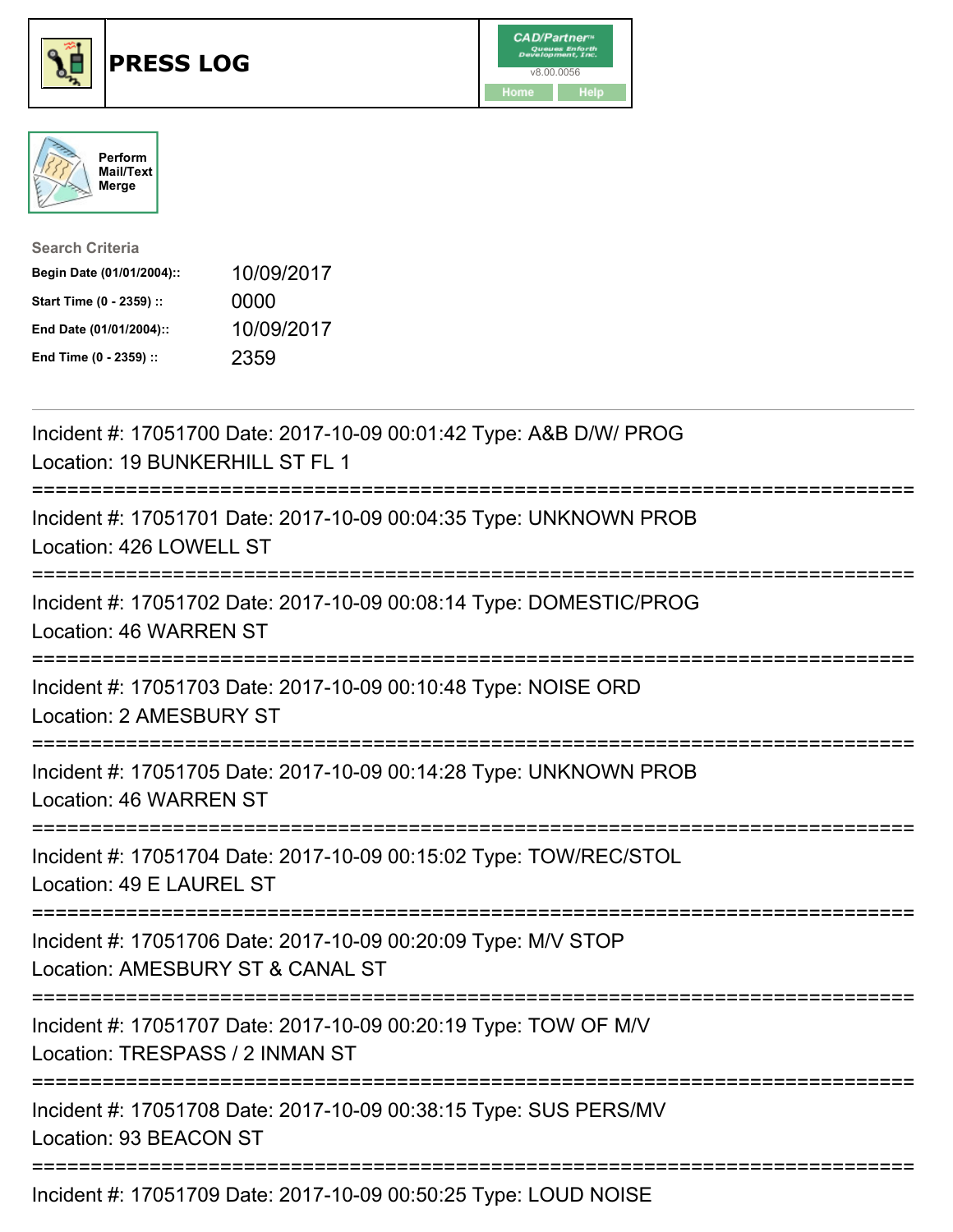# PRESS LOG

CAD/Partner v8.00.0056

Home | Help

Perform Mail/Text Merge

**Search Criteria**

| | |
|---|---|
| **Begin Date (01/01/2004)::** | 10/09/2017 |
| **Start Time (0 - 2359) ::** | 0000 |
| **End Date (01/01/2004)::** | 10/09/2017 |
| **End Time (0 - 2359) ::** | 2359 |

---

Incident #: 17051700 Date: 2017-10-09 00:01:42 Type: A&B D/W/ PROG
Location: 19 BUNKERHILL ST FL 1

===========================================================================

Incident #: 17051701 Date: 2017-10-09 00:04:35 Type: UNKNOWN PROB
Location: 426 LOWELL ST

===========================================================================

Incident #: 17051702 Date: 2017-10-09 00:08:14 Type: DOMESTIC/PROG
Location: 46 WARREN ST

===========================================================================

Incident #: 17051703 Date: 2017-10-09 00:10:48 Type: NOISE ORD
Location: 2 AMESBURY ST

===========================================================================

Incident #: 17051705 Date: 2017-10-09 00:14:28 Type: UNKNOWN PROB
Location: 46 WARREN ST

===========================================================================

Incident #: 17051704 Date: 2017-10-09 00:15:02 Type: TOW/REC/STOL
Location: 49 E LAUREL ST

===========================================================================

Incident #: 17051706 Date: 2017-10-09 00:20:09 Type: M/V STOP
Location: AMESBURY ST & CANAL ST

===========================================================================

Incident #: 17051707 Date: 2017-10-09 00:20:19 Type: TOW OF M/V
Location: TRESPASS / 2 INMAN ST

===========================================================================

Incident #: 17051708 Date: 2017-10-09 00:38:15 Type: SUS PERS/MV
Location: 93 BEACON ST

===========================================================================

Incident #: 17051709 Date: 2017-10-09 00:50:25 Type: LOUD NOISE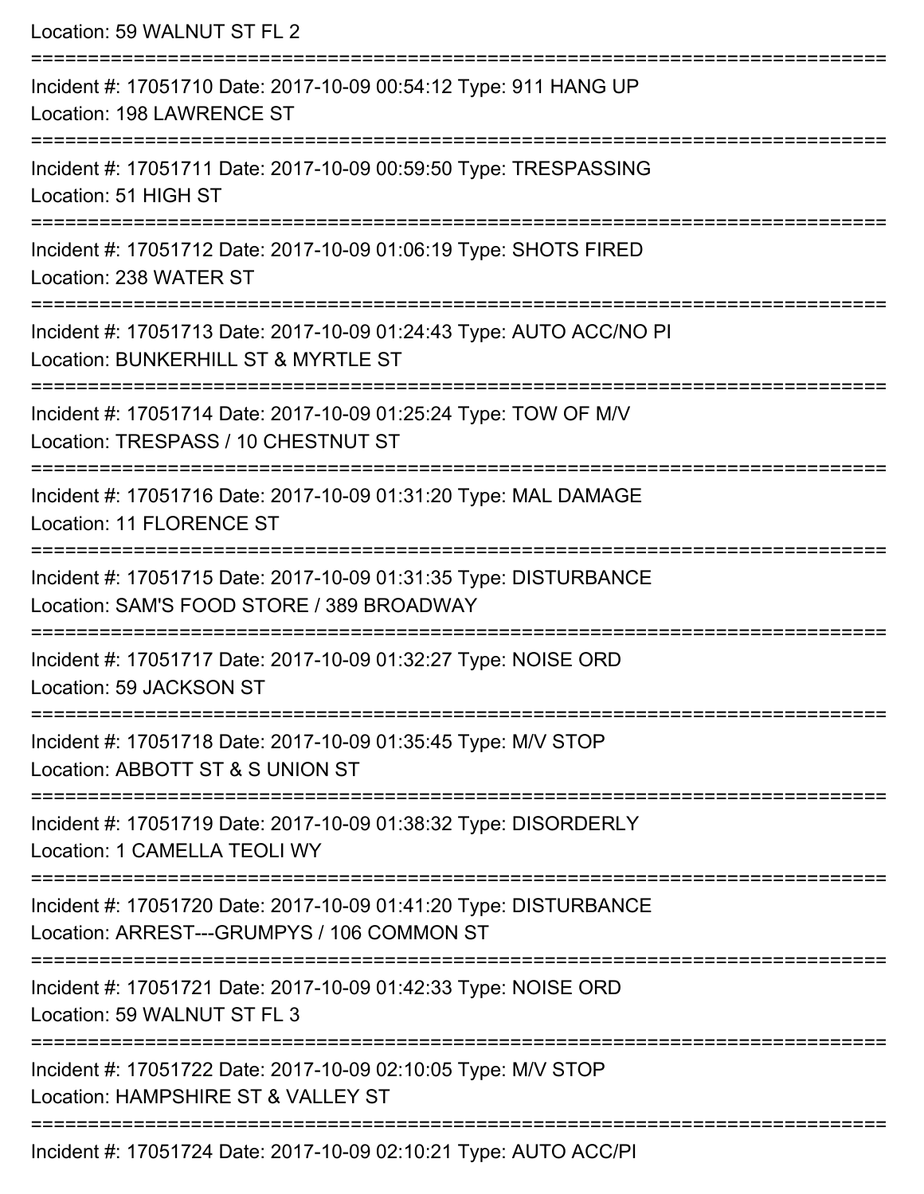Location: 59 WALNUT ST FL 2

===========================================================================

Incident #: 17051710 Date: 2017-10-09 00:54:12 Type: 911 HANG UP
Location: 198 LAWRENCE ST

===========================================================================

Incident #: 17051711 Date: 2017-10-09 00:59:50 Type: TRESPASSING
Location: 51 HIGH ST

===========================================================================

Incident #: 17051712 Date: 2017-10-09 01:06:19 Type: SHOTS FIRED
Location: 238 WATER ST

===========================================================================

Incident #: 17051713 Date: 2017-10-09 01:24:43 Type: AUTO ACC/NO PI
Location: BUNKERHILL ST & MYRTLE ST

===========================================================================

Incident #: 17051714 Date: 2017-10-09 01:25:24 Type: TOW OF M/V
Location: TRESPASS / 10 CHESTNUT ST

===========================================================================

Incident #: 17051716 Date: 2017-10-09 01:31:20 Type: MAL DAMAGE
Location: 11 FLORENCE ST

===========================================================================

Incident #: 17051715 Date: 2017-10-09 01:31:35 Type: DISTURBANCE
Location: SAM'S FOOD STORE / 389 BROADWAY

===========================================================================

Incident #: 17051717 Date: 2017-10-09 01:32:27 Type: NOISE ORD
Location: 59 JACKSON ST

===========================================================================

Incident #: 17051718 Date: 2017-10-09 01:35:45 Type: M/V STOP
Location: ABBOTT ST & S UNION ST

===========================================================================

Incident #: 17051719 Date: 2017-10-09 01:38:32 Type: DISORDERLY
Location: 1 CAMELLA TEOLI WY

===========================================================================

Incident #: 17051720 Date: 2017-10-09 01:41:20 Type: DISTURBANCE
Location: ARREST---GRUMPYS / 106 COMMON ST

===========================================================================

Incident #: 17051721 Date: 2017-10-09 01:42:33 Type: NOISE ORD
Location: 59 WALNUT ST FL 3

===========================================================================

Incident #: 17051722 Date: 2017-10-09 02:10:05 Type: M/V STOP
Location: HAMPSHIRE ST & VALLEY ST

===========================================================================

Incident #: 17051724 Date: 2017-10-09 02:10:21 Type: AUTO ACC/PI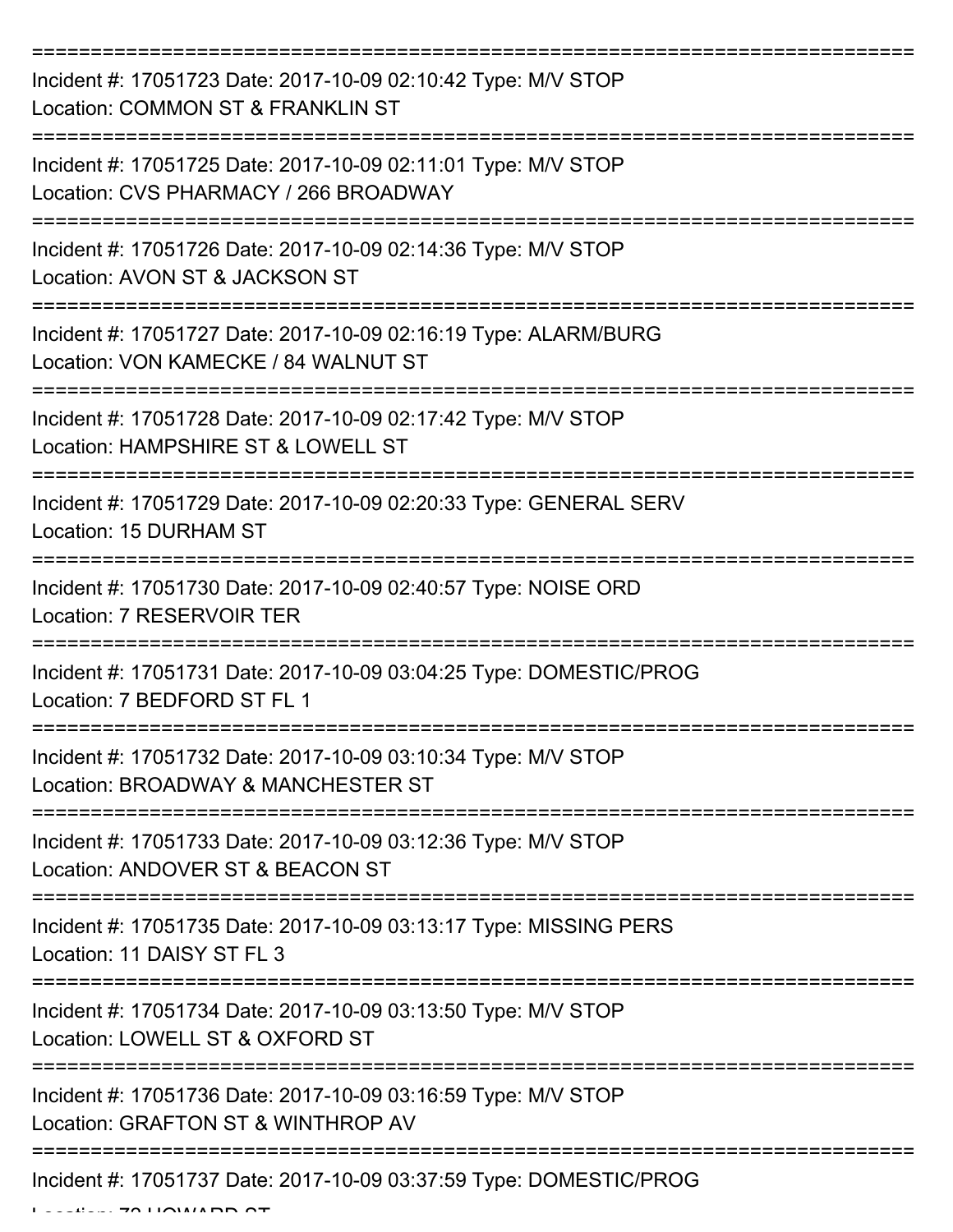===========================================================================

Incident #: 17051723 Date: 2017-10-09 02:10:42 Type: M/V STOP

Location: COMMON ST & FRANKLIN ST

===========================================================================

Incident #: 17051725 Date: 2017-10-09 02:11:01 Type: M/V STOP

Location: CVS PHARMACY / 266 BROADWAY

===========================================================================

Incident #: 17051726 Date: 2017-10-09 02:14:36 Type: M/V STOP

Location: AVON ST & JACKSON ST

===========================================================================

Incident #: 17051727 Date: 2017-10-09 02:16:19 Type: ALARM/BURG

Location: VON KAMECKE / 84 WALNUT ST

===========================================================================

Incident #: 17051728 Date: 2017-10-09 02:17:42 Type: M/V STOP

Location: HAMPSHIRE ST & LOWELL ST

===========================================================================

Incident #: 17051729 Date: 2017-10-09 02:20:33 Type: GENERAL SERV

Location: 15 DURHAM ST

===========================================================================

Incident #: 17051730 Date: 2017-10-09 02:40:57 Type: NOISE ORD

Location: 7 RESERVOIR TER

===========================================================================

Incident #: 17051731 Date: 2017-10-09 03:04:25 Type: DOMESTIC/PROG

Location: 7 BEDFORD ST FL 1

===========================================================================

Incident #: 17051732 Date: 2017-10-09 03:10:34 Type: M/V STOP

Location: BROADWAY & MANCHESTER ST

===========================================================================

Incident #: 17051733 Date: 2017-10-09 03:12:36 Type: M/V STOP

Location: ANDOVER ST & BEACON ST

===========================================================================

Incident #: 17051735 Date: 2017-10-09 03:13:17 Type: MISSING PERS

Location: 11 DAISY ST FL 3

===========================================================================

Incident #: 17051734 Date: 2017-10-09 03:13:50 Type: M/V STOP

Location: LOWELL ST & OXFORD ST

===========================================================================

Incident #: 17051736 Date: 2017-10-09 03:16:59 Type: M/V STOP

Location: GRAFTON ST & WINTHROP AV

===========================================================================

Incident #: 17051737 Date: 2017-10-09 03:37:59 Type: DOMESTIC/PROG

Location: 72 HOWARD ST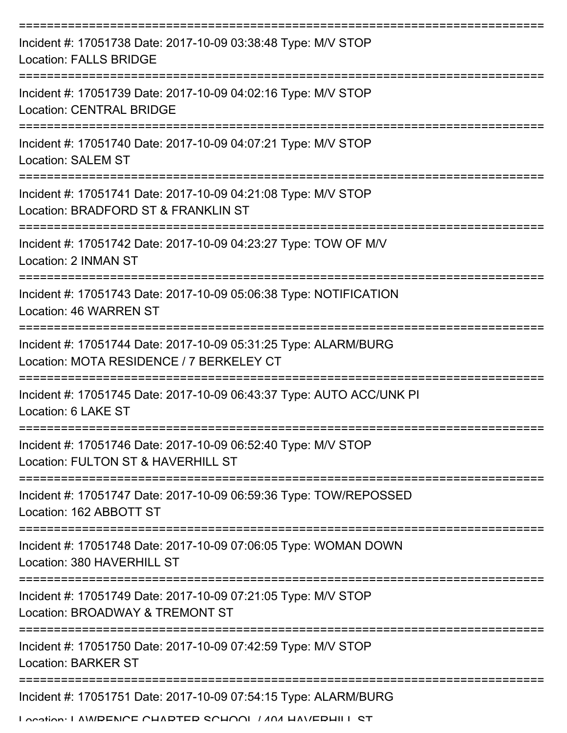===========================================================================

Incident #: 17051738 Date: 2017-10-09 03:38:48 Type: M/V STOP
Location: FALLS BRIDGE

===========================================================================

Incident #: 17051739 Date: 2017-10-09 04:02:16 Type: M/V STOP
Location: CENTRAL BRIDGE

===========================================================================

Incident #: 17051740 Date: 2017-10-09 04:07:21 Type: M/V STOP
Location: SALEM ST

===========================================================================

Incident #: 17051741 Date: 2017-10-09 04:21:08 Type: M/V STOP
Location: BRADFORD ST & FRANKLIN ST

===========================================================================

Incident #: 17051742 Date: 2017-10-09 04:23:27 Type: TOW OF M/V
Location: 2 INMAN ST

===========================================================================

Incident #: 17051743 Date: 2017-10-09 05:06:38 Type: NOTIFICATION
Location: 46 WARREN ST

===========================================================================

Incident #: 17051744 Date: 2017-10-09 05:31:25 Type: ALARM/BURG
Location: MOTA RESIDENCE / 7 BERKELEY CT

===========================================================================

Incident #: 17051745 Date: 2017-10-09 06:43:37 Type: AUTO ACC/UNK PI
Location: 6 LAKE ST

===========================================================================

Incident #: 17051746 Date: 2017-10-09 06:52:40 Type: M/V STOP
Location: FULTON ST & HAVERHILL ST

===========================================================================

Incident #: 17051747 Date: 2017-10-09 06:59:36 Type: TOW/REPOSSED
Location: 162 ABBOTT ST

===========================================================================

Incident #: 17051748 Date: 2017-10-09 07:06:05 Type: WOMAN DOWN
Location: 380 HAVERHILL ST

===========================================================================

Incident #: 17051749 Date: 2017-10-09 07:21:05 Type: M/V STOP
Location: BROADWAY & TREMONT ST

===========================================================================

Incident #: 17051750 Date: 2017-10-09 07:42:59 Type: M/V STOP
Location: BARKER ST

===========================================================================

Incident #: 17051751 Date: 2017-10-09 07:54:15 Type: ALARM/BURG
Location: LAWRENCE CHARTER SCHOOL / 404 HAVERHILL ST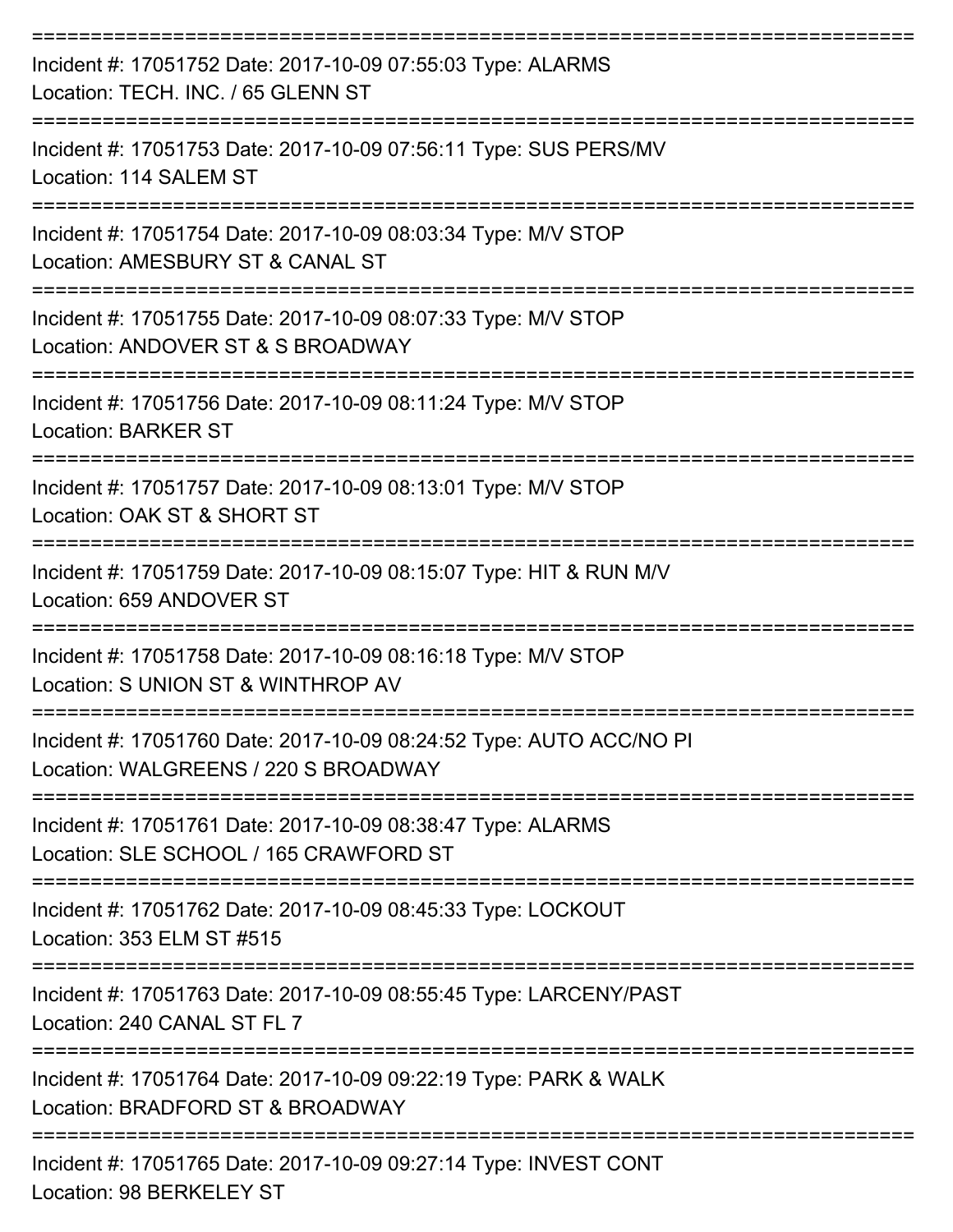===========================================================================

Incident #: 17051752 Date: 2017-10-09 07:55:03 Type: ALARMS
Location: TECH. INC. / 65 GLENN ST

===========================================================================

Incident #: 17051753 Date: 2017-10-09 07:56:11 Type: SUS PERS/MV
Location: 114 SALEM ST

===========================================================================

Incident #: 17051754 Date: 2017-10-09 08:03:34 Type: M/V STOP
Location: AMESBURY ST & CANAL ST

===========================================================================

Incident #: 17051755 Date: 2017-10-09 08:07:33 Type: M/V STOP
Location: ANDOVER ST & S BROADWAY

===========================================================================

Incident #: 17051756 Date: 2017-10-09 08:11:24 Type: M/V STOP
Location: BARKER ST

===========================================================================

Incident #: 17051757 Date: 2017-10-09 08:13:01 Type: M/V STOP
Location: OAK ST & SHORT ST

===========================================================================

Incident #: 17051759 Date: 2017-10-09 08:15:07 Type: HIT & RUN M/V
Location: 659 ANDOVER ST

===========================================================================

Incident #: 17051758 Date: 2017-10-09 08:16:18 Type: M/V STOP
Location: S UNION ST & WINTHROP AV

===========================================================================

Incident #: 17051760 Date: 2017-10-09 08:24:52 Type: AUTO ACC/NO PI
Location: WALGREENS / 220 S BROADWAY

===========================================================================

Incident #: 17051761 Date: 2017-10-09 08:38:47 Type: ALARMS
Location: SLE SCHOOL / 165 CRAWFORD ST

===========================================================================

Incident #: 17051762 Date: 2017-10-09 08:45:33 Type: LOCKOUT
Location: 353 ELM ST #515

===========================================================================

Incident #: 17051763 Date: 2017-10-09 08:55:45 Type: LARCENY/PAST
Location: 240 CANAL ST FL 7

===========================================================================

Incident #: 17051764 Date: 2017-10-09 09:22:19 Type: PARK & WALK
Location: BRADFORD ST & BROADWAY

===========================================================================

Incident #: 17051765 Date: 2017-10-09 09:27:14 Type: INVEST CONT
Location: 98 BERKELEY ST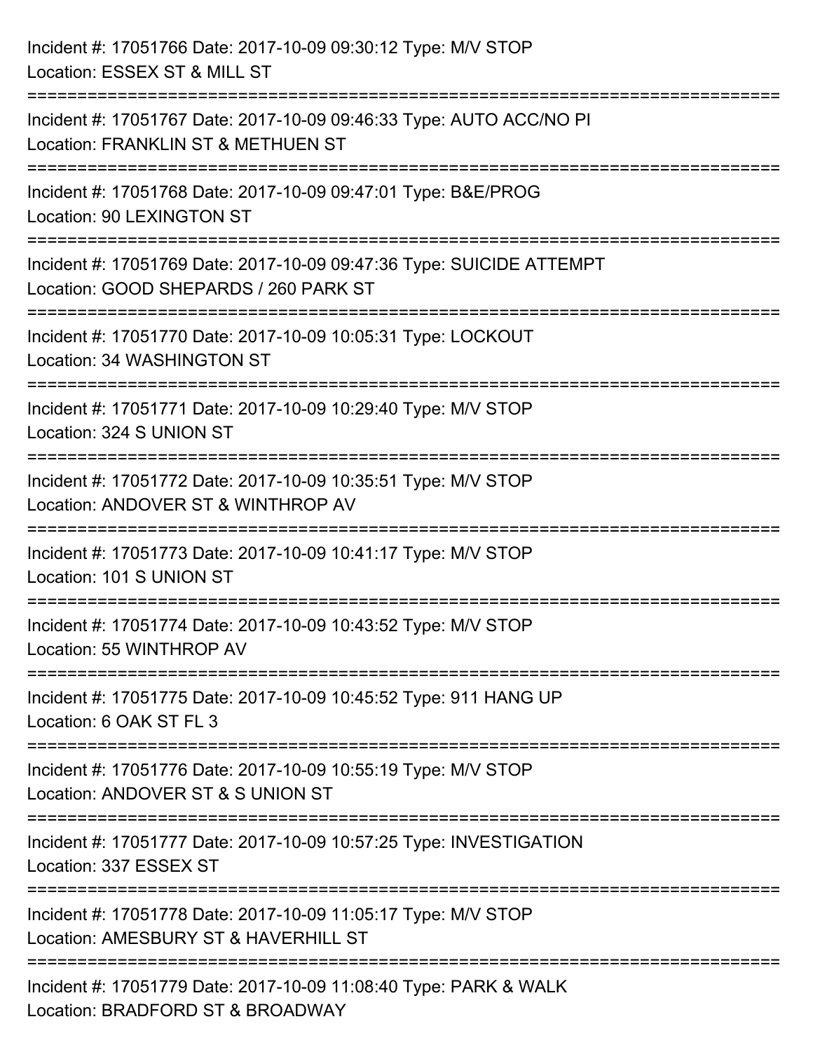Incident #: 17051766 Date: 2017-10-09 09:30:12 Type: M/V STOP
Location: ESSEX ST & MILL ST

===========================================================================

Incident #: 17051767 Date: 2017-10-09 09:46:33 Type: AUTO ACC/NO PI
Location: FRANKLIN ST & METHUEN ST

===========================================================================

Incident #: 17051768 Date: 2017-10-09 09:47:01 Type: B&E/PROG
Location: 90 LEXINGTON ST

===========================================================================

Incident #: 17051769 Date: 2017-10-09 09:47:36 Type: SUICIDE ATTEMPT
Location: GOOD SHEPARDS / 260 PARK ST

===========================================================================

Incident #: 17051770 Date: 2017-10-09 10:05:31 Type: LOCKOUT
Location: 34 WASHINGTON ST

===========================================================================

Incident #: 17051771 Date: 2017-10-09 10:29:40 Type: M/V STOP
Location: 324 S UNION ST

===========================================================================

Incident #: 17051772 Date: 2017-10-09 10:35:51 Type: M/V STOP
Location: ANDOVER ST & WINTHROP AV

===========================================================================

Incident #: 17051773 Date: 2017-10-09 10:41:17 Type: M/V STOP
Location: 101 S UNION ST

===========================================================================

Incident #: 17051774 Date: 2017-10-09 10:43:52 Type: M/V STOP
Location: 55 WINTHROP AV

===========================================================================

Incident #: 17051775 Date: 2017-10-09 10:45:52 Type: 911 HANG UP
Location: 6 OAK ST FL 3

===========================================================================

Incident #: 17051776 Date: 2017-10-09 10:55:19 Type: M/V STOP
Location: ANDOVER ST & S UNION ST

===========================================================================

Incident #: 17051777 Date: 2017-10-09 10:57:25 Type: INVESTIGATION
Location: 337 ESSEX ST

===========================================================================

Incident #: 17051778 Date: 2017-10-09 11:05:17 Type: M/V STOP
Location: AMESBURY ST & HAVERHILL ST

===========================================================================

Incident #: 17051779 Date: 2017-10-09 11:08:40 Type: PARK & WALK
Location: BRADFORD ST & BROADWAY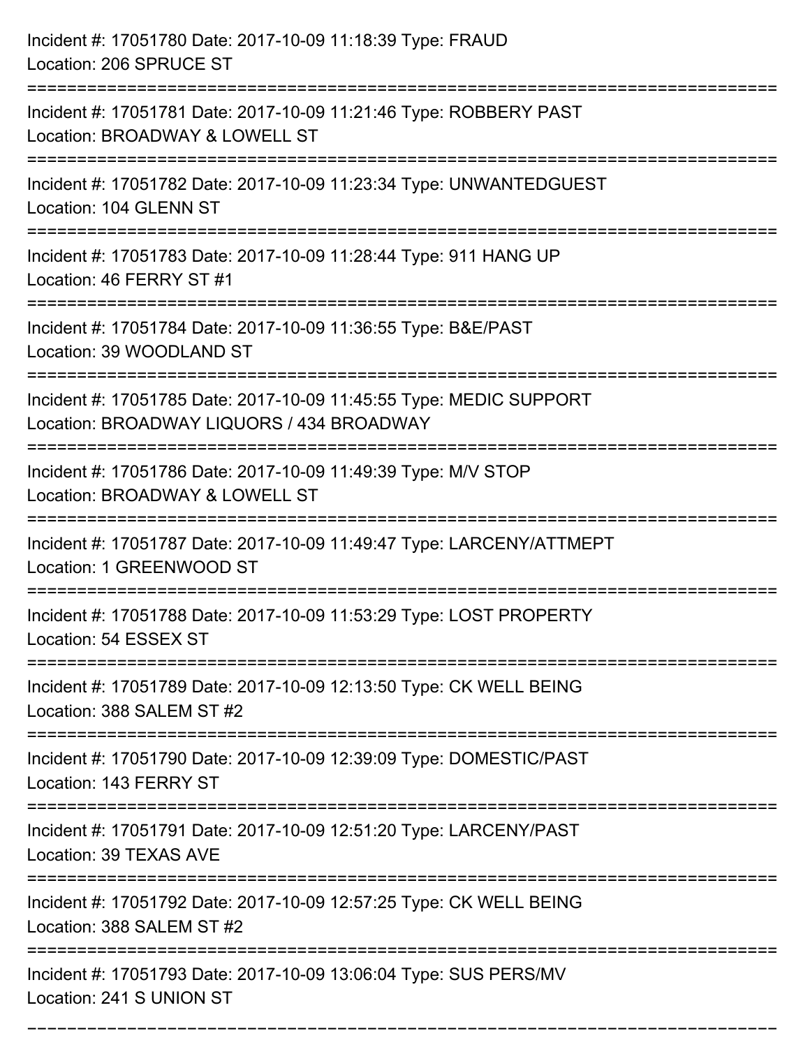Incident #: 17051780 Date: 2017-10-09 11:18:39 Type: FRAUD
Location: 206 SPRUCE ST

===========================================================================

Incident #: 17051781 Date: 2017-10-09 11:21:46 Type: ROBBERY PAST
Location: BROADWAY & LOWELL ST

===========================================================================

Incident #: 17051782 Date: 2017-10-09 11:23:34 Type: UNWANTEDGUEST
Location: 104 GLENN ST

===========================================================================

Incident #: 17051783 Date: 2017-10-09 11:28:44 Type: 911 HANG UP
Location: 46 FERRY ST #1

===========================================================================

Incident #: 17051784 Date: 2017-10-09 11:36:55 Type: B&E/PAST
Location: 39 WOODLAND ST

===========================================================================

Incident #: 17051785 Date: 2017-10-09 11:45:55 Type: MEDIC SUPPORT
Location: BROADWAY LIQUORS / 434 BROADWAY

===========================================================================

Incident #: 17051786 Date: 2017-10-09 11:49:39 Type: M/V STOP
Location: BROADWAY & LOWELL ST

===========================================================================

Incident #: 17051787 Date: 2017-10-09 11:49:47 Type: LARCENY/ATTMEPT
Location: 1 GREENWOOD ST

===========================================================================

Incident #: 17051788 Date: 2017-10-09 11:53:29 Type: LOST PROPERTY
Location: 54 ESSEX ST

===========================================================================

Incident #: 17051789 Date: 2017-10-09 12:13:50 Type: CK WELL BEING
Location: 388 SALEM ST #2

===========================================================================

Incident #: 17051790 Date: 2017-10-09 12:39:09 Type: DOMESTIC/PAST
Location: 143 FERRY ST

===========================================================================

Incident #: 17051791 Date: 2017-10-09 12:51:20 Type: LARCENY/PAST
Location: 39 TEXAS AVE

===========================================================================

Incident #: 17051792 Date: 2017-10-09 12:57:25 Type: CK WELL BEING
Location: 388 SALEM ST #2

===========================================================================

Incident #: 17051793 Date: 2017-10-09 13:06:04 Type: SUS PERS/MV
Location: 241 S UNION ST

===========================================================================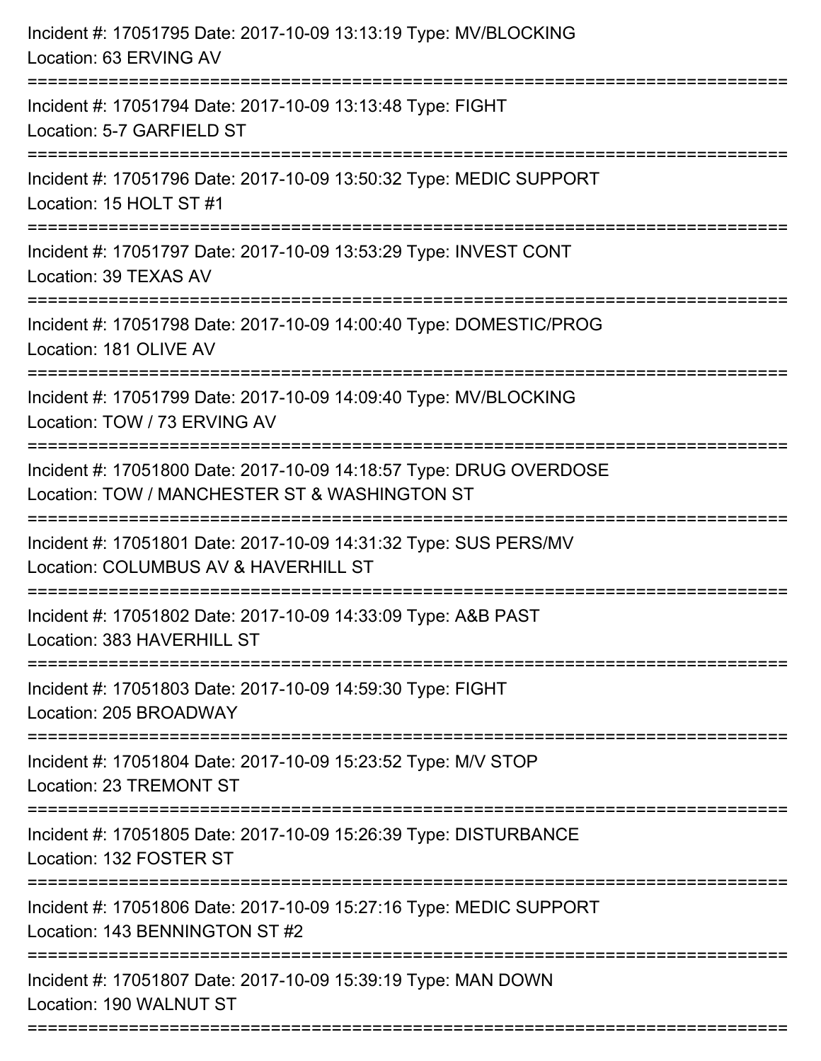Incident #: 17051795 Date: 2017-10-09 13:13:19 Type: MV/BLOCKING
Location: 63 ERVING AV

===========================================================================

Incident #: 17051794 Date: 2017-10-09 13:13:48 Type: FIGHT
Location: 5-7 GARFIELD ST

===========================================================================

Incident #: 17051796 Date: 2017-10-09 13:50:32 Type: MEDIC SUPPORT
Location: 15 HOLT ST #1

===========================================================================

Incident #: 17051797 Date: 2017-10-09 13:53:29 Type: INVEST CONT
Location: 39 TEXAS AV

===========================================================================

Incident #: 17051798 Date: 2017-10-09 14:00:40 Type: DOMESTIC/PROG
Location: 181 OLIVE AV

===========================================================================

Incident #: 17051799 Date: 2017-10-09 14:09:40 Type: MV/BLOCKING
Location: TOW / 73 ERVING AV

===========================================================================

Incident #: 17051800 Date: 2017-10-09 14:18:57 Type: DRUG OVERDOSE
Location: TOW / MANCHESTER ST & WASHINGTON ST

===========================================================================

Incident #: 17051801 Date: 2017-10-09 14:31:32 Type: SUS PERS/MV
Location: COLUMBUS AV & HAVERHILL ST

===========================================================================

Incident #: 17051802 Date: 2017-10-09 14:33:09 Type: A&B PAST
Location: 383 HAVERHILL ST

===========================================================================

Incident #: 17051803 Date: 2017-10-09 14:59:30 Type: FIGHT
Location: 205 BROADWAY

===========================================================================

Incident #: 17051804 Date: 2017-10-09 15:23:52 Type: M/V STOP
Location: 23 TREMONT ST

===========================================================================

Incident #: 17051805 Date: 2017-10-09 15:26:39 Type: DISTURBANCE
Location: 132 FOSTER ST

===========================================================================

Incident #: 17051806 Date: 2017-10-09 15:27:16 Type: MEDIC SUPPORT
Location: 143 BENNINGTON ST #2

===========================================================================

Incident #: 17051807 Date: 2017-10-09 15:39:19 Type: MAN DOWN
Location: 190 WALNUT ST

===========================================================================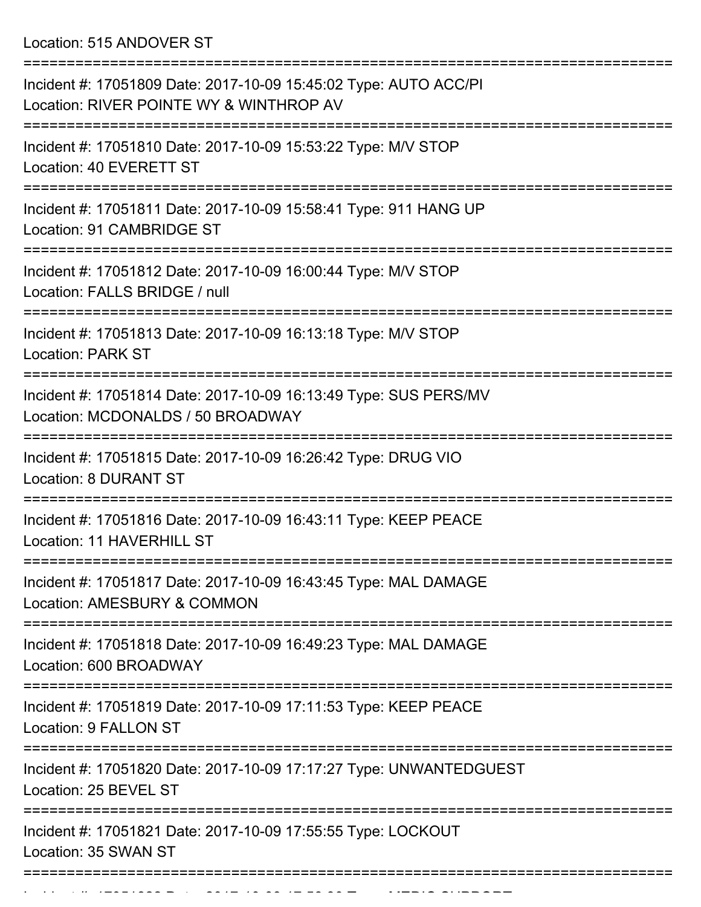Location: 515 ANDOVER ST

===========================================================================

Incident #: 17051809 Date: 2017-10-09 15:45:02 Type: AUTO ACC/PI
Location: RIVER POINTE WY & WINTHROP AV

===========================================================================

Incident #: 17051810 Date: 2017-10-09 15:53:22 Type: M/V STOP
Location: 40 EVERETT ST

===========================================================================

Incident #: 17051811 Date: 2017-10-09 15:58:41 Type: 911 HANG UP
Location: 91 CAMBRIDGE ST

===========================================================================

Incident #: 17051812 Date: 2017-10-09 16:00:44 Type: M/V STOP
Location: FALLS BRIDGE / null

===========================================================================

Incident #: 17051813 Date: 2017-10-09 16:13:18 Type: M/V STOP
Location: PARK ST

===========================================================================

Incident #: 17051814 Date: 2017-10-09 16:13:49 Type: SUS PERS/MV
Location: MCDONALDS / 50 BROADWAY

===========================================================================

Incident #: 17051815 Date: 2017-10-09 16:26:42 Type: DRUG VIO
Location: 8 DURANT ST

===========================================================================

Incident #: 17051816 Date: 2017-10-09 16:43:11 Type: KEEP PEACE
Location: 11 HAVERHILL ST

===========================================================================

Incident #: 17051817 Date: 2017-10-09 16:43:45 Type: MAL DAMAGE
Location: AMESBURY & COMMON

===========================================================================

Incident #: 17051818 Date: 2017-10-09 16:49:23 Type: MAL DAMAGE
Location: 600 BROADWAY

===========================================================================

Incident #: 17051819 Date: 2017-10-09 17:11:53 Type: KEEP PEACE
Location: 9 FALLON ST

===========================================================================

Incident #: 17051820 Date: 2017-10-09 17:17:27 Type: UNWANTEDGUEST
Location: 25 BEVEL ST

===========================================================================

Incident #: 17051821 Date: 2017-10-09 17:55:55 Type: LOCKOUT
Location: 35 SWAN ST

===========================================================================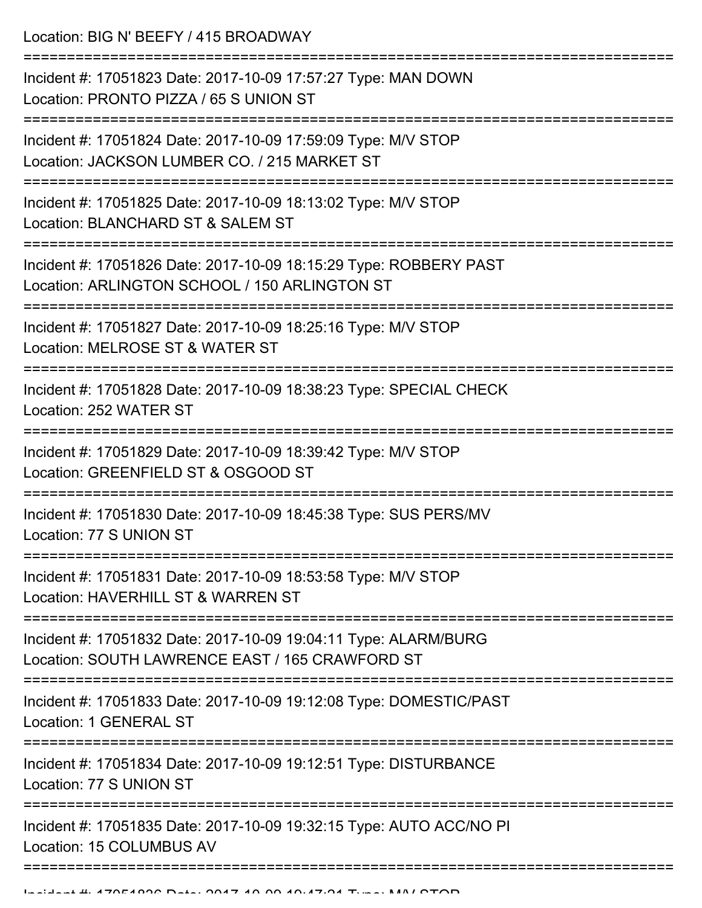Location: BIG N' BEEFY / 415 BROADWAY

===========================================================================

Incident #: 17051823 Date: 2017-10-09 17:57:27 Type: MAN DOWN
Location: PRONTO PIZZA / 65 S UNION ST

===========================================================================

Incident #: 17051824 Date: 2017-10-09 17:59:09 Type: M/V STOP
Location: JACKSON LUMBER CO. / 215 MARKET ST

===========================================================================

Incident #: 17051825 Date: 2017-10-09 18:13:02 Type: M/V STOP
Location: BLANCHARD ST & SALEM ST

===========================================================================

Incident #: 17051826 Date: 2017-10-09 18:15:29 Type: ROBBERY PAST
Location: ARLINGTON SCHOOL / 150 ARLINGTON ST

===========================================================================

Incident #: 17051827 Date: 2017-10-09 18:25:16 Type: M/V STOP
Location: MELROSE ST & WATER ST

===========================================================================

Incident #: 17051828 Date: 2017-10-09 18:38:23 Type: SPECIAL CHECK
Location: 252 WATER ST

===========================================================================

Incident #: 17051829 Date: 2017-10-09 18:39:42 Type: M/V STOP
Location: GREENFIELD ST & OSGOOD ST

===========================================================================

Incident #: 17051830 Date: 2017-10-09 18:45:38 Type: SUS PERS/MV
Location: 77 S UNION ST

===========================================================================

Incident #: 17051831 Date: 2017-10-09 18:53:58 Type: M/V STOP
Location: HAVERHILL ST & WARREN ST

===========================================================================

Incident #: 17051832 Date: 2017-10-09 19:04:11 Type: ALARM/BURG
Location: SOUTH LAWRENCE EAST / 165 CRAWFORD ST

===========================================================================

Incident #: 17051833 Date: 2017-10-09 19:12:08 Type: DOMESTIC/PAST
Location: 1 GENERAL ST

===========================================================================

Incident #: 17051834 Date: 2017-10-09 19:12:51 Type: DISTURBANCE
Location: 77 S UNION ST

===========================================================================

Incident #: 17051835 Date: 2017-10-09 19:32:15 Type: AUTO ACC/NO PI
Location: 15 COLUMBUS AV

===========================================================================

Incident #: 17051836 Date: 2017-10-09 19:47:21 Type: M/V STOP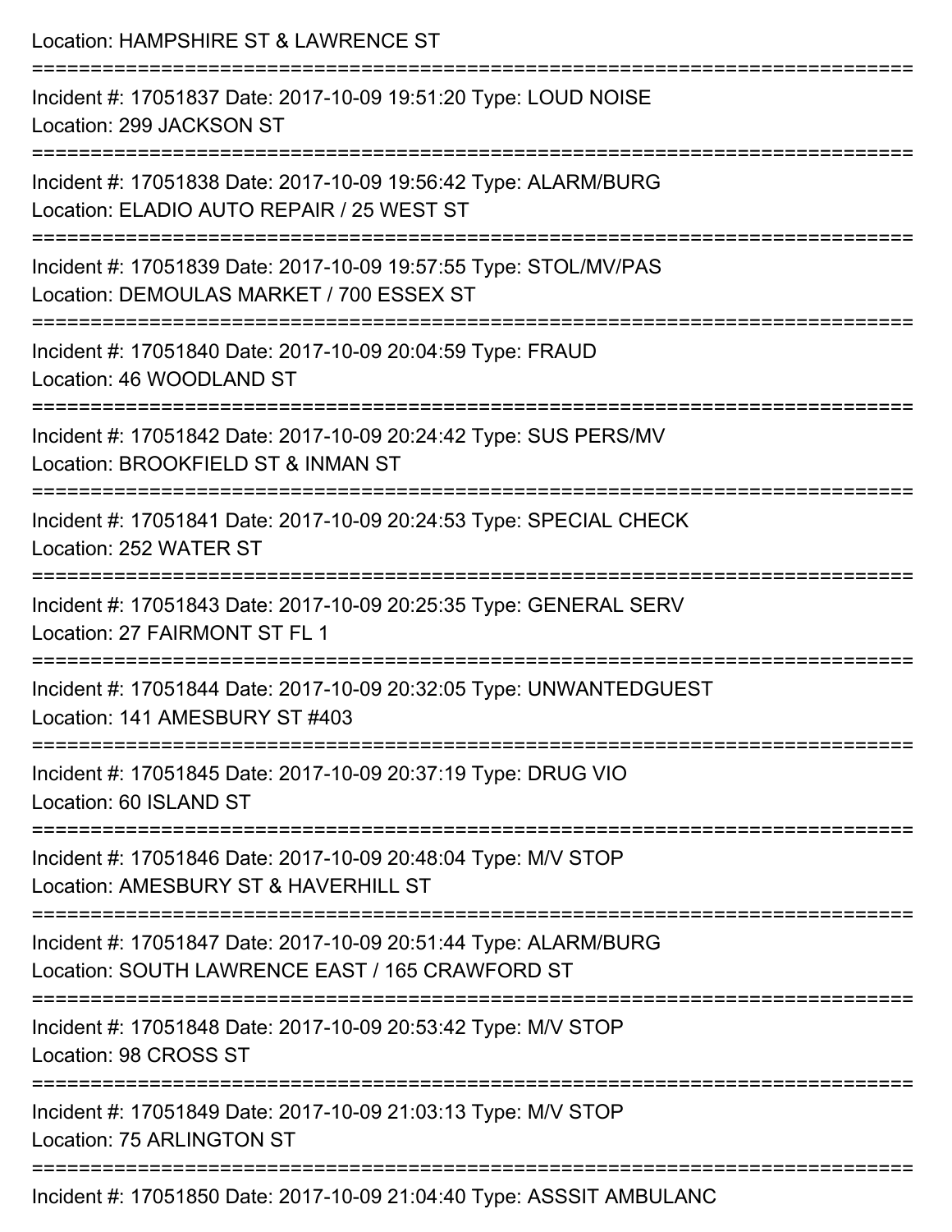Location: HAMPSHIRE ST & LAWRENCE ST

===========================================================================

Incident #: 17051837 Date: 2017-10-09 19:51:20 Type: LOUD NOISE
Location: 299 JACKSON ST

===========================================================================

Incident #: 17051838 Date: 2017-10-09 19:56:42 Type: ALARM/BURG
Location: ELADIO AUTO REPAIR / 25 WEST ST

===========================================================================

Incident #: 17051839 Date: 2017-10-09 19:57:55 Type: STOL/MV/PAS
Location: DEMOULAS MARKET / 700 ESSEX ST

===========================================================================

Incident #: 17051840 Date: 2017-10-09 20:04:59 Type: FRAUD
Location: 46 WOODLAND ST

===========================================================================

Incident #: 17051842 Date: 2017-10-09 20:24:42 Type: SUS PERS/MV
Location: BROOKFIELD ST & INMAN ST

===========================================================================

Incident #: 17051841 Date: 2017-10-09 20:24:53 Type: SPECIAL CHECK
Location: 252 WATER ST

===========================================================================

Incident #: 17051843 Date: 2017-10-09 20:25:35 Type: GENERAL SERV
Location: 27 FAIRMONT ST FL 1

===========================================================================

Incident #: 17051844 Date: 2017-10-09 20:32:05 Type: UNWANTEDGUEST
Location: 141 AMESBURY ST #403

===========================================================================

Incident #: 17051845 Date: 2017-10-09 20:37:19 Type: DRUG VIO
Location: 60 ISLAND ST

===========================================================================

Incident #: 17051846 Date: 2017-10-09 20:48:04 Type: M/V STOP
Location: AMESBURY ST & HAVERHILL ST

===========================================================================

Incident #: 17051847 Date: 2017-10-09 20:51:44 Type: ALARM/BURG
Location: SOUTH LAWRENCE EAST / 165 CRAWFORD ST

===========================================================================

Incident #: 17051848 Date: 2017-10-09 20:53:42 Type: M/V STOP
Location: 98 CROSS ST

===========================================================================

Incident #: 17051849 Date: 2017-10-09 21:03:13 Type: M/V STOP
Location: 75 ARLINGTON ST

===========================================================================

Incident #: 17051850 Date: 2017-10-09 21:04:40 Type: ASSSIT AMBULANC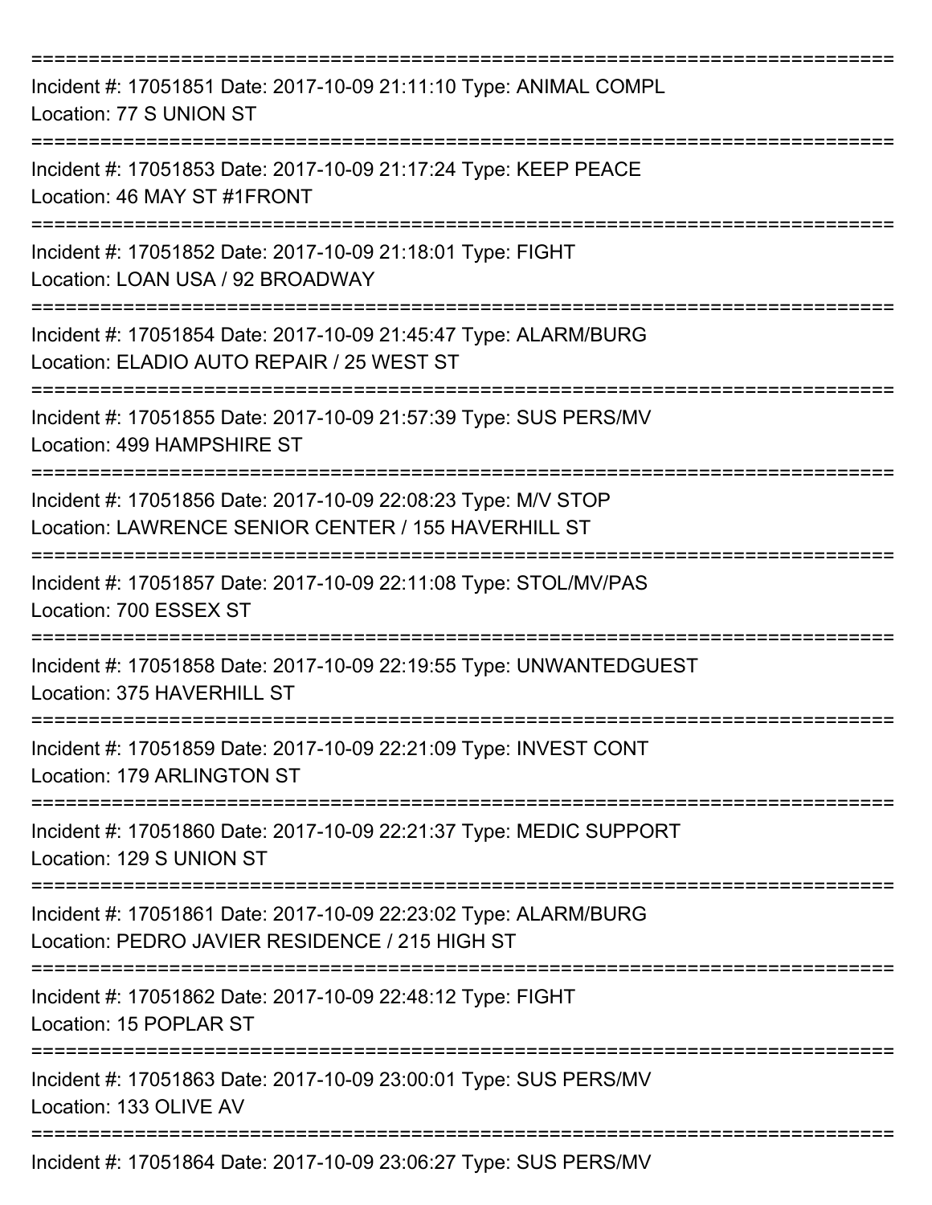===========================================================================

Incident #: 17051851 Date: 2017-10-09 21:11:10 Type: ANIMAL COMPL
Location: 77 S UNION ST

===========================================================================

Incident #: 17051853 Date: 2017-10-09 21:17:24 Type: KEEP PEACE
Location: 46 MAY ST #1FRONT

===========================================================================

Incident #: 17051852 Date: 2017-10-09 21:18:01 Type: FIGHT
Location: LOAN USA / 92 BROADWAY

===========================================================================

Incident #: 17051854 Date: 2017-10-09 21:45:47 Type: ALARM/BURG
Location: ELADIO AUTO REPAIR / 25 WEST ST

===========================================================================

Incident #: 17051855 Date: 2017-10-09 21:57:39 Type: SUS PERS/MV
Location: 499 HAMPSHIRE ST

===========================================================================

Incident #: 17051856 Date: 2017-10-09 22:08:23 Type: M/V STOP
Location: LAWRENCE SENIOR CENTER / 155 HAVERHILL ST

===========================================================================

Incident #: 17051857 Date: 2017-10-09 22:11:08 Type: STOL/MV/PAS
Location: 700 ESSEX ST

===========================================================================

Incident #: 17051858 Date: 2017-10-09 22:19:55 Type: UNWANTEDGUEST
Location: 375 HAVERHILL ST

===========================================================================

Incident #: 17051859 Date: 2017-10-09 22:21:09 Type: INVEST CONT
Location: 179 ARLINGTON ST

===========================================================================

Incident #: 17051860 Date: 2017-10-09 22:21:37 Type: MEDIC SUPPORT
Location: 129 S UNION ST

===========================================================================

Incident #: 17051861 Date: 2017-10-09 22:23:02 Type: ALARM/BURG
Location: PEDRO JAVIER RESIDENCE / 215 HIGH ST

===========================================================================

Incident #: 17051862 Date: 2017-10-09 22:48:12 Type: FIGHT
Location: 15 POPLAR ST

===========================================================================

Incident #: 17051863 Date: 2017-10-09 23:00:01 Type: SUS PERS/MV
Location: 133 OLIVE AV

===========================================================================

Incident #: 17051864 Date: 2017-10-09 23:06:27 Type: SUS PERS/MV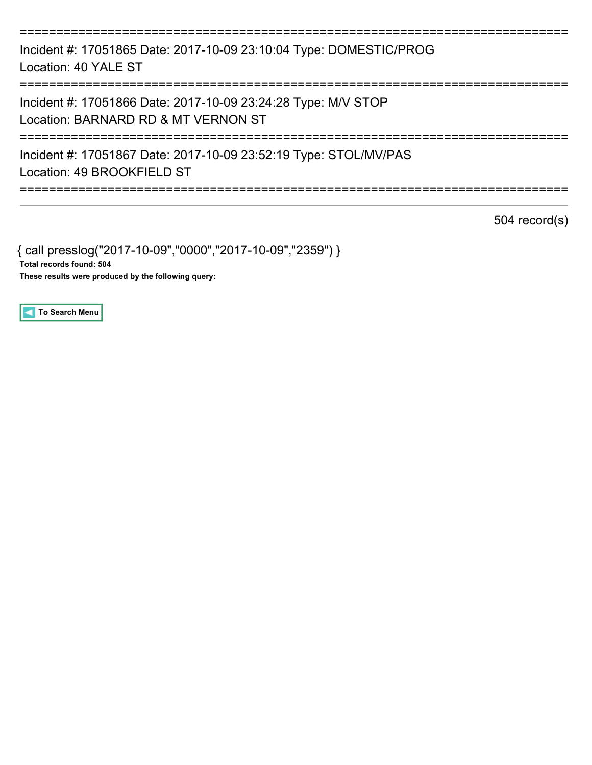===========================================================================

Incident #: 17051865 Date: 2017-10-09 23:10:04 Type: DOMESTIC/PROG
Location: 40 YALE ST

===========================================================================

Incident #: 17051866 Date: 2017-10-09 23:24:28 Type: M/V STOP
Location: BARNARD RD & MT VERNON ST

===========================================================================

Incident #: 17051867 Date: 2017-10-09 23:52:19 Type: STOL/MV/PAS
Location: 49 BROOKFIELD ST

===========================================================================

---

504 record(s)

{ call presslog("2017-10-09","0000","2017-10-09","2359") }

**Total records found: 504**

**These results were produced by the following query:**

**To Search Menu**